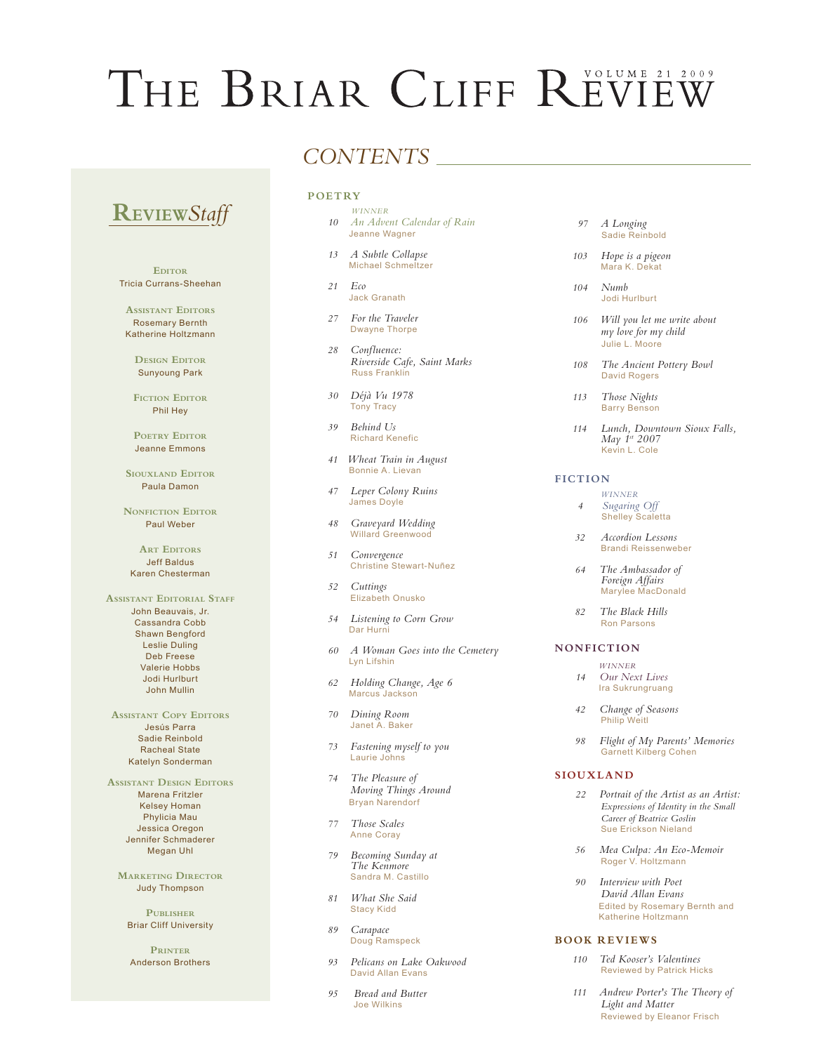# The Briar Cliff Review

Volume 21 2009

## CONTENTS

### POETRY

WINNER
10 *An Advent Calendar of Rain*
Jeanne Wagner

13 *A Subtle Collapse*
Michael Schmeltzer

21 *Eco*
Jack Granath

27 *For the Traveler*
Dwayne Thorpe

28 *Confluence: Riverside Cafe, Saint Marks*
Russ Franklin

30 *Déjà Vu 1978*
Tony Tracy

39 *Behind Us*
Richard Kenefic

41 *Wheat Train in August*
Bonnie A. Lievan

47 *Leper Colony Ruins*
James Doyle

48 *Graveyard Wedding*
Willard Greenwood

51 *Convergence*
Christine Stewart-Nuñez

52 *Cuttings*
Elizabeth Onusko

54 *Listening to Corn Grow*
Dar Hurni

60 *A Woman Goes into the Cemetery*
Lyn Lifshin

62 *Holding Change, Age 6*
Marcus Jackson

70 *Dining Room*
Janet A. Baker

73 *Fastening myself to you*
Laurie Johns

74 *The Pleasure of Moving Things Around*
Bryan Narendorf

77 *Those Scales*
Anne Coray

79 *Becoming Sunday at The Kenmore*
Sandra M. Castillo

81 *What She Said*
Stacy Kidd

89 *Carapace*
Doug Ramspeck

93 *Pelicans on Lake Oakwood*
David Allan Evans

95 *Bread and Butter*
Joe Wilkins

97 *A Longing*
Sadie Reinbold

103 *Hope is a pigeon*
Mara K. Dekat

104 *Numb*
Jodi Hurlburt

106 *Will you let me write about my love for my child*
Julie L. Moore

108 *The Ancient Pottery Bowl*
David Rogers

113 *Those Nights*
Barry Benson

114 *Lunch, Downtown Sioux Falls, May 1st 2007*
Kevin L. Cole

### FICTION

WINNER
4 *Sugaring Off*
Shelley Scaletta

32 *Accordion Lessons*
Brandi Reissenweber

64 *The Ambassador of Foreign Affairs*
Marylee MacDonald

82 *The Black Hills*
Ron Parsons

### NONFICTION

WINNER
14 *Our Next Lives*
Ira Sukrungruang

42 *Change of Seasons*
Philip Weitl

98 *Flight of My Parents' Memories*
Garnett Kilberg Cohen

### SIOUXLAND

22 *Portrait of the Artist as an Artist: Expressions of Identity in the Small Career of Beatrice Goslin*
Sue Erickson Nieland

56 *Mea Culpa: An Eco-Memoir*
Roger V. Holtzmann

90 *Interview with Poet David Allan Evans*
Edited by Rosemary Bernth and Katherine Holtzmann

### BOOK REVIEWS

110 *Ted Kooser's Valentines*
Reviewed by Patrick Hicks

111 *Andrew Porter's The Theory of Light and Matter*
Reviewed by Eleanor Frisch

## Review *Staff*

**Editor**
Tricia Currans-Sheehan

**Assistant Editors**
Rosemary Bernth
Katherine Holtzmann

**Design Editor**
Sunyoung Park

**Fiction Editor**
Phil Hey

**Poetry Editor**
Jeanne Emmons

**Siouxland Editor**
Paula Damon

**Nonfiction Editor**
Paul Weber

**Art Editors**
Jeff Baldus
Karen Chesterman

**Assistant Editorial Staff**
John Beauvais, Jr.
Cassandra Cobb
Shawn Bengford
Leslie Duling
Deb Freese
Valerie Hobbs
Jodi Hurlburt
John Mullin

**Assistant Copy Editors**
Jesús Parra
Sadie Reinbold
Racheal State
Katelyn Sonderman

**Assistant Design Editors**
Marena Fritzler
Kelsey Homan
Phylicia Mau
Jessica Oregon
Jennifer Schmaderer
Megan Uhl

**Marketing Director**
Judy Thompson

**Publisher**
Briar Cliff University

**Printer**
Anderson Brothers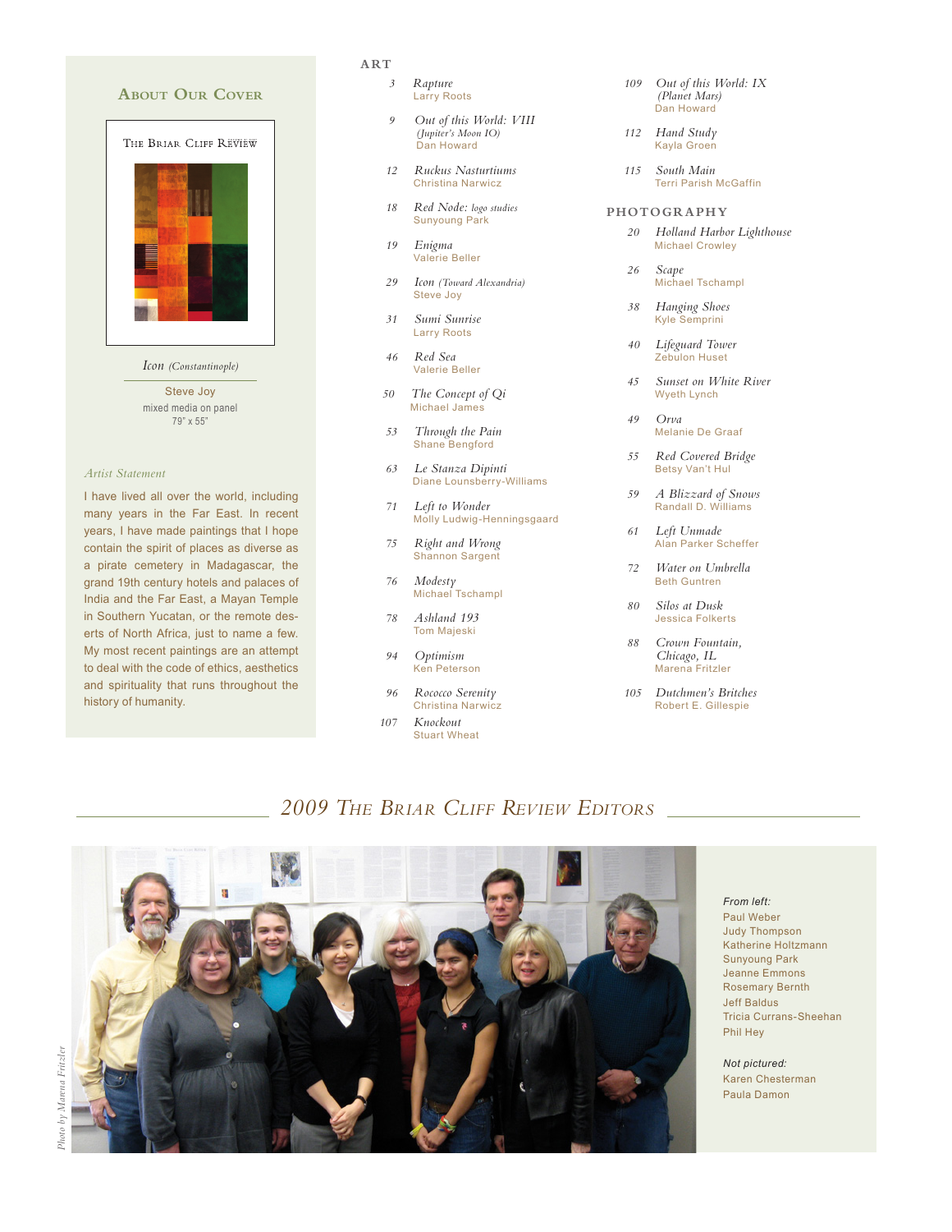## About Our Cover

The Briar Cliff Review

*Icon (Constantinople)*

Steve Joy
mixed media on panel
79" x 55"

*Artist Statement*

I have lived all over the world, including many years in the Far East. In recent years, I have made paintings that I hope contain the spirit of places as diverse as a pirate cemetery in Madagascar, the grand 19th century hotels and palaces of India and the Far East, a Mayan Temple in Southern Yucatan, or the remote deserts of North Africa, just to name a few. My most recent paintings are an attempt to deal with the code of ethics, aesthetics and spirituality that runs throughout the history of humanity.

## ART

3 *Rapture*
Larry Roots

9 *Out of this World: VIII (Jupiter's Moon IO)*
Dan Howard

12 *Ruckus Nasturtiums*
Christina Narwicz

18 *Red Node: logo studies*
Sunyoung Park

19 *Enigma*
Valerie Beller

29 *Icon (Toward Alexandria)*
Steve Joy

31 *Sumi Sunrise*
Larry Roots

46 *Red Sea*
Valerie Beller

50 *The Concept of Qi*
Michael James

53 *Through the Pain*
Shane Bengford

63 *Le Stanza Dipinti*
Diane Lounsberry-Williams

71 *Left to Wonder*
Molly Ludwig-Henningsgaard

75 *Right and Wrong*
Shannon Sargent

76 *Modesty*
Michael Tschampl

78 *Ashland 193*
Tom Majeski

94 *Optimism*
Ken Peterson

96 *Rococco Serenity*
Christina Narwicz

107 *Knockout*
Stuart Wheat

109 *Out of this World: IX (Planet Mars)*
Dan Howard

112 *Hand Study*
Kayla Groen

115 *South Main*
Terri Parish McGaffin

## PHOTOGRAPHY

20 *Holland Harbor Lighthouse*
Michael Crowley

26 *Scape*
Michael Tschampl

38 *Hanging Shoes*
Kyle Semprini

40 *Lifeguard Tower*
Zebulon Huset

45 *Sunset on White River*
Wyeth Lynch

49 *Orva*
Melanie De Graaf

55 *Red Covered Bridge*
Betsy Van't Hul

59 *A Blizzard of Snows*
Randall D. Williams

61 *Left Unmade*
Alan Parker Scheffer

72 *Water on Umbrella*
Beth Guntren

80 *Silos at Dusk*
Jessica Folkerts

88 *Crown Fountain, Chicago, IL*
Marena Fritzler

105 *Dutchmen's Britches*
Robert E. Gillespie

## *2009 The Briar Cliff Review Editors*

*Photo by Marena Fritzler*

*From left:*
Paul Weber
Judy Thompson
Katherine Holtzmann
Sunyoung Park
Jeanne Emmons
Rosemary Bernth
Jeff Baldus
Tricia Currans-Sheehan
Phil Hey

*Not pictured:*
Karen Chesterman
Paula Damon